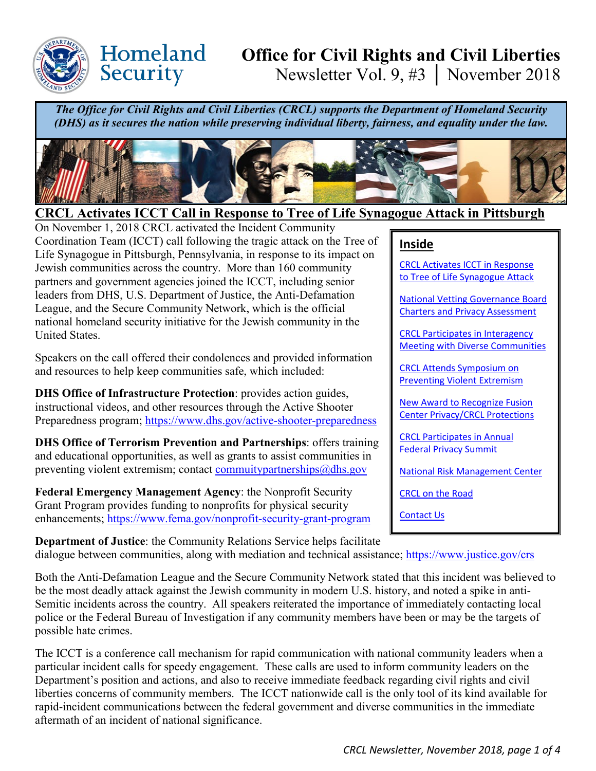# Homeland Security

# Office for Civil Rights and Civil Liberties

Newsletter Vol. 9, #3 | November 2018

***The Office for Civil Rights and Civil Liberties (CRCL) supports the Department of Homeland Security (DHS) as it secures the nation while preserving individual liberty, fairness, and equality under the law.***

## CRCL Activates ICCT Call in Response to Tree of Life Synagogue Attack in Pittsburgh

On November 1, 2018 CRCL activated the Incident Community Coordination Team (ICCT) call following the tragic attack on the Tree of Life Synagogue in Pittsburgh, Pennsylvania, in response to its impact on Jewish communities across the country. More than 160 community partners and government agencies joined the ICCT, including senior leaders from DHS, U.S. Department of Justice, the Anti-Defamation League, and the Secure Community Network, which is the official national homeland security initiative for the Jewish community in the United States.

Speakers on the call offered their condolences and provided information and resources to help keep communities safe, which included:

**DHS Office of Infrastructure Protection**: provides action guides, instructional videos, and other resources through the Active Shooter Preparedness program; https://www.dhs.gov/active-shooter-preparedness

**DHS Office of Terrorism Prevention and Partnerships**: offers training and educational opportunities, as well as grants to assist communities in preventing violent extremism; contact commuitypartnerships@dhs.gov

**Federal Emergency Management Agency**: the Nonprofit Security Grant Program provides funding to nonprofits for physical security enhancements; https://www.fema.gov/nonprofit-security-grant-program

**Department of Justice**: the Community Relations Service helps facilitate dialogue between communities, along with mediation and technical assistance; https://www.justice.gov/crs

Both the Anti-Defamation League and the Secure Community Network stated that this incident was believed to be the most deadly attack against the Jewish community in modern U.S. history, and noted a spike in anti-Semitic incidents across the country. All speakers reiterated the importance of immediately contacting local police or the Federal Bureau of Investigation if any community members have been or may be the targets of possible hate crimes.

The ICCT is a conference call mechanism for rapid communication with national community leaders when a particular incident calls for speedy engagement. These calls are used to inform community leaders on the Department's position and actions, and also to receive immediate feedback regarding civil rights and civil liberties concerns of community members. The ICCT nationwide call is the only tool of its kind available for rapid-incident communications between the federal government and diverse communities in the immediate aftermath of an incident of national significance.

### Inside

- CRCL Activates ICCT in Response to Tree of Life Synagogue Attack
- National Vetting Governance Board Charters and Privacy Assessment
- CRCL Participates in Interagency Meeting with Diverse Communities
- CRCL Attends Symposium on Preventing Violent Extremism
- New Award to Recognize Fusion Center Privacy/CRCL Protections
- CRCL Participates in Annual Federal Privacy Summit
- National Risk Management Center
- CRCL on the Road
- Contact Us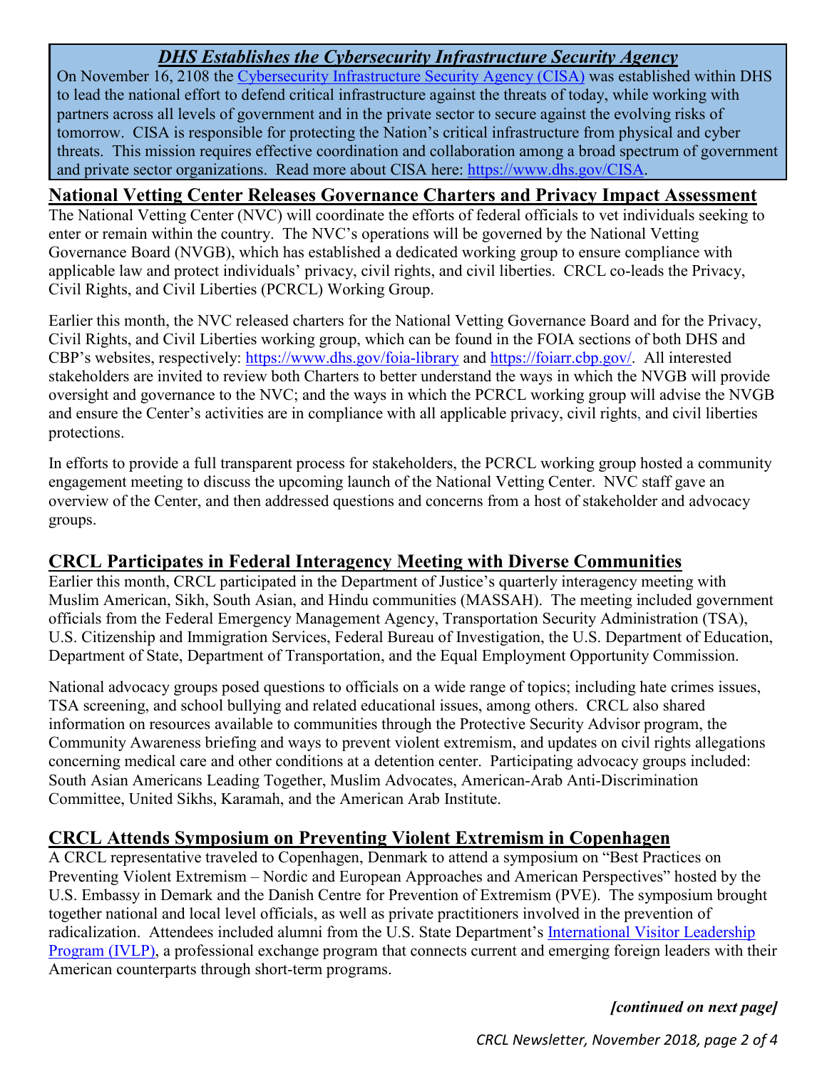## *DHS Establishes the Cybersecurity Infrastructure Security Agency*

On November 16, 2108 the Cybersecurity Infrastructure Security Agency (CISA) was established within DHS to lead the national effort to defend critical infrastructure against the threats of today, while working with partners across all levels of government and in the private sector to secure against the evolving risks of tomorrow. CISA is responsible for protecting the Nation's critical infrastructure from physical and cyber threats. This mission requires effective coordination and collaboration among a broad spectrum of government and private sector organizations. Read more about CISA here: https://www.dhs.gov/CISA.

## National Vetting Center Releases Governance Charters and Privacy Impact Assessment

The National Vetting Center (NVC) will coordinate the efforts of federal officials to vet individuals seeking to enter or remain within the country. The NVC's operations will be governed by the National Vetting Governance Board (NVGB), which has established a dedicated working group to ensure compliance with applicable law and protect individuals' privacy, civil rights, and civil liberties. CRCL co-leads the Privacy, Civil Rights, and Civil Liberties (PCRCL) Working Group.

Earlier this month, the NVC released charters for the National Vetting Governance Board and for the Privacy, Civil Rights, and Civil Liberties working group, which can be found in the FOIA sections of both DHS and CBP's websites, respectively: https://www.dhs.gov/foia-library and https://foiarr.cbp.gov/. All interested stakeholders are invited to review both Charters to better understand the ways in which the NVGB will provide oversight and governance to the NVC; and the ways in which the PCRCL working group will advise the NVGB and ensure the Center's activities are in compliance with all applicable privacy, civil rights, and civil liberties protections.

In efforts to provide a full transparent process for stakeholders, the PCRCL working group hosted a community engagement meeting to discuss the upcoming launch of the National Vetting Center. NVC staff gave an overview of the Center, and then addressed questions and concerns from a host of stakeholder and advocacy groups.

## CRCL Participates in Federal Interagency Meeting with Diverse Communities

Earlier this month, CRCL participated in the Department of Justice's quarterly interagency meeting with Muslim American, Sikh, South Asian, and Hindu communities (MASSAH). The meeting included government officials from the Federal Emergency Management Agency, Transportation Security Administration (TSA), U.S. Citizenship and Immigration Services, Federal Bureau of Investigation, the U.S. Department of Education, Department of State, Department of Transportation, and the Equal Employment Opportunity Commission.

National advocacy groups posed questions to officials on a wide range of topics; including hate crimes issues, TSA screening, and school bullying and related educational issues, among others. CRCL also shared information on resources available to communities through the Protective Security Advisor program, the Community Awareness briefing and ways to prevent violent extremism, and updates on civil rights allegations concerning medical care and other conditions at a detention center. Participating advocacy groups included: South Asian Americans Leading Together, Muslim Advocates, American-Arab Anti-Discrimination Committee, United Sikhs, Karamah, and the American Arab Institute.

## CRCL Attends Symposium on Preventing Violent Extremism in Copenhagen

A CRCL representative traveled to Copenhagen, Denmark to attend a symposium on "Best Practices on Preventing Violent Extremism – Nordic and European Approaches and American Perspectives" hosted by the U.S. Embassy in Demark and the Danish Centre for Prevention of Extremism (PVE). The symposium brought together national and local level officials, as well as private practitioners involved in the prevention of radicalization. Attendees included alumni from the U.S. State Department's International Visitor Leadership Program (IVLP), a professional exchange program that connects current and emerging foreign leaders with their American counterparts through short-term programs.

***[continued on next page]***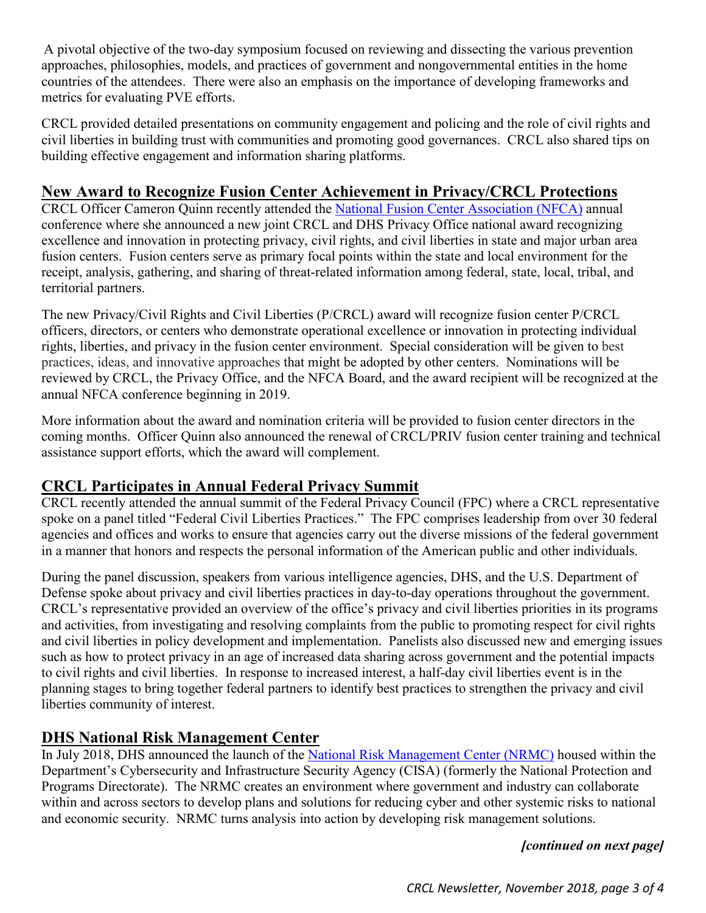A pivotal objective of the two-day symposium focused on reviewing and dissecting the various prevention approaches, philosophies, models, and practices of government and nongovernmental entities in the home countries of the attendees. There were also an emphasis on the importance of developing frameworks and metrics for evaluating PVE efforts.

CRCL provided detailed presentations on community engagement and policing and the role of civil rights and civil liberties in building trust with communities and promoting good governances. CRCL also shared tips on building effective engagement and information sharing platforms.

## New Award to Recognize Fusion Center Achievement in Privacy/CRCL Protections

CRCL Officer Cameron Quinn recently attended the National Fusion Center Association (NFCA) annual conference where she announced a new joint CRCL and DHS Privacy Office national award recognizing excellence and innovation in protecting privacy, civil rights, and civil liberties in state and major urban area fusion centers. Fusion centers serve as primary focal points within the state and local environment for the receipt, analysis, gathering, and sharing of threat-related information among federal, state, local, tribal, and territorial partners.

The new Privacy/Civil Rights and Civil Liberties (P/CRCL) award will recognize fusion center P/CRCL officers, directors, or centers who demonstrate operational excellence or innovation in protecting individual rights, liberties, and privacy in the fusion center environment. Special consideration will be given to best practices, ideas, and innovative approaches that might be adopted by other centers. Nominations will be reviewed by CRCL, the Privacy Office, and the NFCA Board, and the award recipient will be recognized at the annual NFCA conference beginning in 2019.

More information about the award and nomination criteria will be provided to fusion center directors in the coming months. Officer Quinn also announced the renewal of CRCL/PRIV fusion center training and technical assistance support efforts, which the award will complement.

## CRCL Participates in Annual Federal Privacy Summit

CRCL recently attended the annual summit of the Federal Privacy Council (FPC) where a CRCL representative spoke on a panel titled "Federal Civil Liberties Practices." The FPC comprises leadership from over 30 federal agencies and offices and works to ensure that agencies carry out the diverse missions of the federal government in a manner that honors and respects the personal information of the American public and other individuals.

During the panel discussion, speakers from various intelligence agencies, DHS, and the U.S. Department of Defense spoke about privacy and civil liberties practices in day-to-day operations throughout the government. CRCL's representative provided an overview of the office's privacy and civil liberties priorities in its programs and activities, from investigating and resolving complaints from the public to promoting respect for civil rights and civil liberties in policy development and implementation. Panelists also discussed new and emerging issues such as how to protect privacy in an age of increased data sharing across government and the potential impacts to civil rights and civil liberties. In response to increased interest, a half-day civil liberties event is in the planning stages to bring together federal partners to identify best practices to strengthen the privacy and civil liberties community of interest.

## DHS National Risk Management Center

In July 2018, DHS announced the launch of the National Risk Management Center (NRMC) housed within the Department's Cybersecurity and Infrastructure Security Agency (CISA) (formerly the National Protection and Programs Directorate). The NRMC creates an environment where government and industry can collaborate within and across sectors to develop plans and solutions for reducing cyber and other systemic risks to national and economic security. NRMC turns analysis into action by developing risk management solutions.

***[continued on next page]***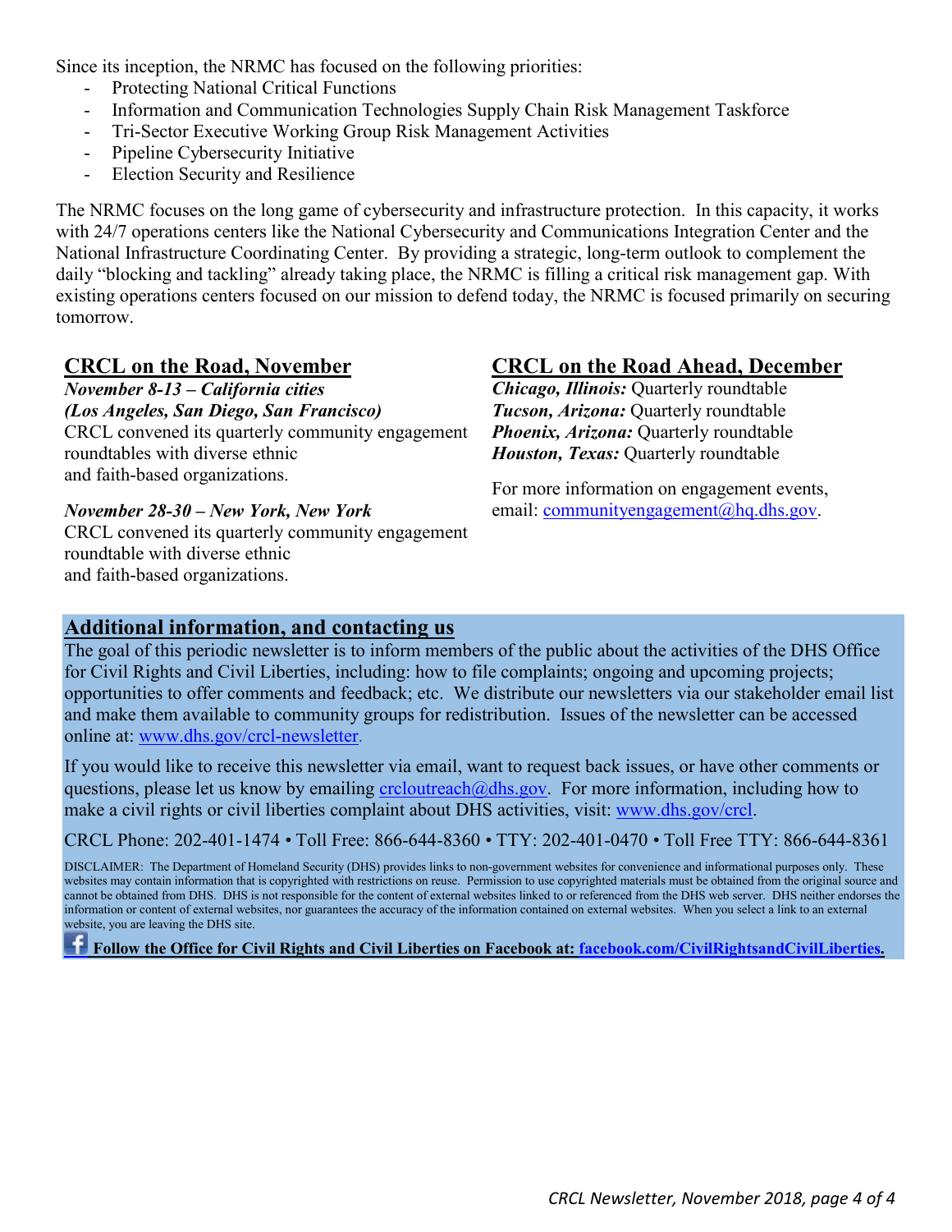Since its inception, the NRMC has focused on the following priorities:

- Protecting National Critical Functions
- Information and Communication Technologies Supply Chain Risk Management Taskforce
- Tri-Sector Executive Working Group Risk Management Activities
- Pipeline Cybersecurity Initiative
- Election Security and Resilience

The NRMC focuses on the long game of cybersecurity and infrastructure protection. In this capacity, it works with 24/7 operations centers like the National Cybersecurity and Communications Integration Center and the National Infrastructure Coordinating Center. By providing a strategic, long-term outlook to complement the daily "blocking and tackling" already taking place, the NRMC is filling a critical risk management gap. With existing operations centers focused on our mission to defend today, the NRMC is focused primarily on securing tomorrow.

## CRCL on the Road, November

***November 8-13 – California cities (Los Angeles, San Diego, San Francisco)***
CRCL convened its quarterly community engagement roundtables with diverse ethnic and faith-based organizations.

***November 28-30 – New York, New York***
CRCL convened its quarterly community engagement roundtable with diverse ethnic and faith-based organizations.

## CRCL on the Road Ahead, December

***Chicago, Illinois:*** Quarterly roundtable
***Tucson, Arizona:*** Quarterly roundtable
***Phoenix, Arizona:*** Quarterly roundtable
***Houston, Texas:*** Quarterly roundtable

For more information on engagement events, email: communityengagement@hq.dhs.gov.

## Additional information, and contacting us

The goal of this periodic newsletter is to inform members of the public about the activities of the DHS Office for Civil Rights and Civil Liberties, including: how to file complaints; ongoing and upcoming projects; opportunities to offer comments and feedback; etc. We distribute our newsletters via our stakeholder email list and make them available to community groups for redistribution. Issues of the newsletter can be accessed online at: www.dhs.gov/crcl-newsletter.

If you would like to receive this newsletter via email, want to request back issues, or have other comments or questions, please let us know by emailing crcloutreach@dhs.gov. For more information, including how to make a civil rights or civil liberties complaint about DHS activities, visit: www.dhs.gov/crcl.

CRCL Phone: 202-401-1474 • Toll Free: 866-644-8360 • TTY: 202-401-0470 • Toll Free TTY: 866-644-8361

DISCLAIMER: The Department of Homeland Security (DHS) provides links to non-government websites for convenience and informational purposes only. These websites may contain information that is copyrighted with restrictions on reuse. Permission to use copyrighted materials must be obtained from the original source and cannot be obtained from DHS. DHS is not responsible for the content of external websites linked to or referenced from the DHS web server. DHS neither endorses the information or content of external websites, nor guarantees the accuracy of the information contained on external websites. When you select a link to an external website, you are leaving the DHS site.

**Follow the Office for Civil Rights and Civil Liberties on Facebook at: facebook.com/CivilRightsandCivilLiberties.**